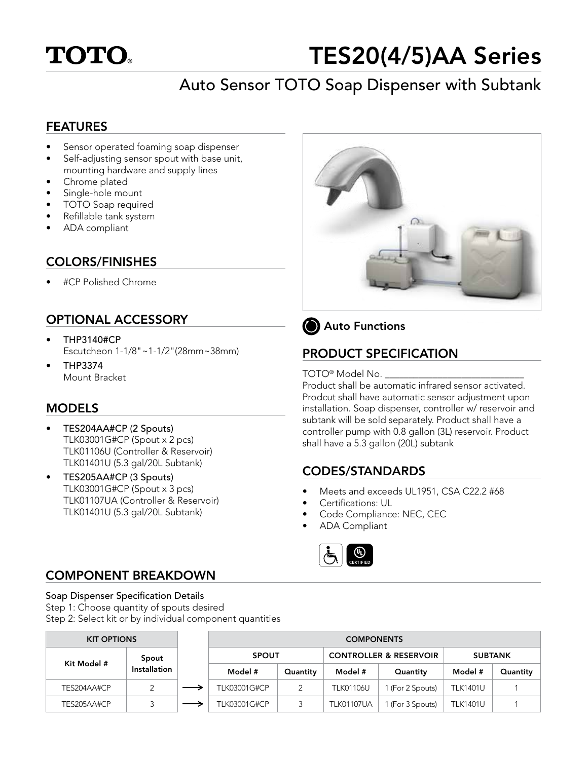# TOTO

# TES20(4/5)AA Series

## Auto Sensor TOTO Soap Dispenser with Subtank

## FEATURES

- Sensor operated foaming soap dispenser
- Self-adjusting sensor spout with base unit, mounting hardware and supply lines
- Chrome plated
- Single-hole mount
- TOTO Soap required
- Refillable tank system
- ADA compliant

## COLORS/FINISHES

- #CP Polished Chrome

## OPTIONAL ACCESSORY

- **THP3140#CP**
  Escutcheon 1-1/8"~1-1/2"(28mm~38mm)
- **THP3374**
  Mount Bracket

## MODELS

- **TES204AA#CP (2 Spouts)**
  TLK03001G#CP (Spout x 2 pcs)
  TLK01106U (Controller & Reservoir)
  TLK01401U (5.3 gal/20L Subtank)
- **TES205AA#CP (3 Spouts)**
  TLK03001G#CP (Spout x 3 pcs)
  TLK01107UA (Controller & Reservoir)
  TLK01401U (5.3 gal/20L Subtank)

**Auto Functions**

## PRODUCT SPECIFICATION

TOTO® Model No. ____________________________
Product shall be automatic infrared sensor activated. Prodcut shall have automatic sensor adjustment upon installation. Soap dispenser, controller w/ reservoir and subtank will be sold separately. Product shall have a controller pump with 0.8 gallon (3L) reservoir. Product shall have a 5.3 gallon (20L) subtank

## CODES/STANDARDS

- Meets and exceeds UL1951, CSA C22.2 #68
- Certifications: UL
- Code Compliance: NEC, CEC
- ADA Compliant

## COMPONENT BREAKDOWN

**Soap Dispenser Specification Details**
Step 1: Choose quantity of spouts desired
Step 2: Select kit or by individual component quantities

| KIT OPTIONS | | | COMPONENTS | | | | | |
|---|---|---|---|---|---|---|---|---|
| Kit Model # | Spout Installation | | SPOUT | | CONTROLLER & RESERVOIR | | SUBTANK | |
| | | | Model # | Quantity | Model # | Quantity | Model # | Quantity |
| TES204AA#CP | 2 | → | TLK03001G#CP | 2 | TLK01106U | 1 (For 2 Spouts) | TLK1401U | 1 |
| TES205AA#CP | 3 | → | TLK03001G#CP | 3 | TLK01107UA | 1 (For 3 Spouts) | TLK1401U | 1 |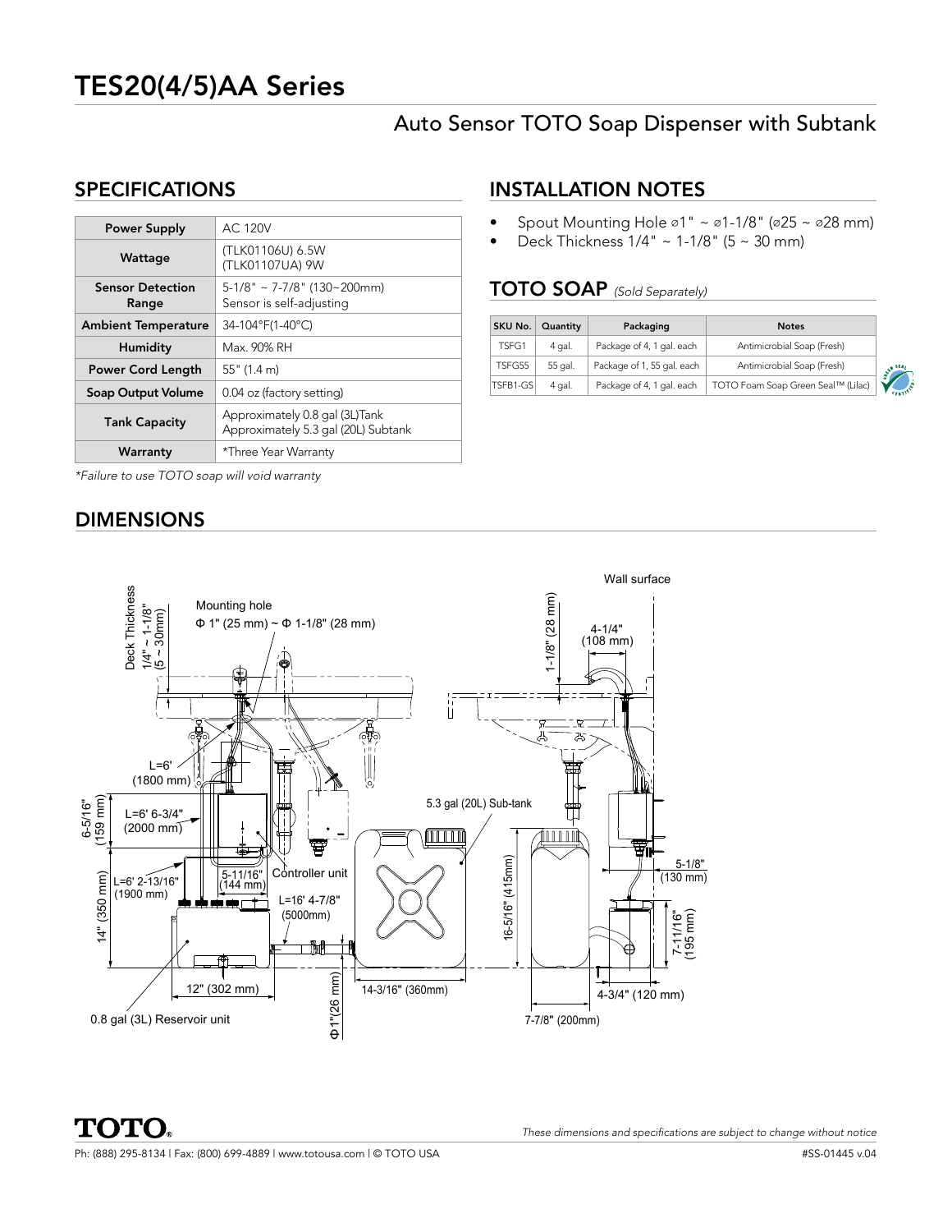# TES20(4/5)AA Series

## Auto Sensor TOTO Soap Dispenser with Subtank

## SPECIFICATIONS

| | |
|---|---|
| **Power Supply** | AC 120V |
| **Wattage** | (TLK01106U) 6.5W<br>(TLK01107UA) 9W |
| **Sensor Detection Range** | 5-1/8" ~ 7-7/8" (130~200mm)<br>Sensor is self-adjusting |
| **Ambient Temperature** | 34-104°F(1-40°C) |
| **Humidity** | Max. 90% RH |
| **Power Cord Length** | 55" (1.4 m) |
| **Soap Output Volume** | 0.04 oz (factory setting) |
| **Tank Capacity** | Approximately 0.8 gal (3L)Tank<br>Approximately 5.3 gal (20L) Subtank |
| **Warranty** | *Three Year Warranty |

*\*Failure to use TOTO soap will void warranty*

## INSTALLATION NOTES

- Spout Mounting Hole ⌀1" ~ ⌀1-1/8" (⌀25 ~ ⌀28 mm)
- Deck Thickness 1/4" ~ 1-1/8" (5 ~ 30 mm)

## TOTO SOAP *(Sold Separately)*

| SKU No. | Quantity | Packaging | Notes |
|---|---|---|---|
| TSFG1 | 4 gal. | Package of 4, 1 gal. each | Antimicrobial Soap (Fresh) |
| TSFG55 | 55 gal. | Package of 1, 55 gal. each | Antimicrobial Soap (Fresh) |
| TSFB1-GS | 4 gal. | Package of 4, 1 gal. each | TOTO Foam Soap Green Seal™ (Lilac) |

## DIMENSIONS

Wall surface
Deck Thickness 1/4" ~ 1-1/8" (5 ~ 30mm)
Mounting hole
Φ 1" (25 mm) ~ Φ 1-1/8" (28 mm)
1-1/8" (28 mm)
4-1/4" (108 mm)
L=6' (1800 mm)
6-5/16" (159 mm)
L=6' 6-3/4" (2000 mm)
5.3 gal (20L) Sub-tank
L=6' 2-13/16" (1900 mm)
5-11/16" (144 mm)
Controller unit
5-1/8" (130 mm)
14" (350 mm)
L=16' 4-7/8" (5000mm)
16-5/16" (415mm)
7-11/16" (195 mm)
12" (302 mm)
Φ 1"(26 mm)
14-3/16" (360mm)
4-3/4" (120 mm)
0.8 gal (3L) Reservoir unit
7-7/8" (200mm)

*These dimensions and specifications are subject to change without notice*

TOTO

Ph: (888) 295-8134 | Fax: (800) 699-4889 | www.totousa.com | © TOTO USA

#SS-01445 v.04